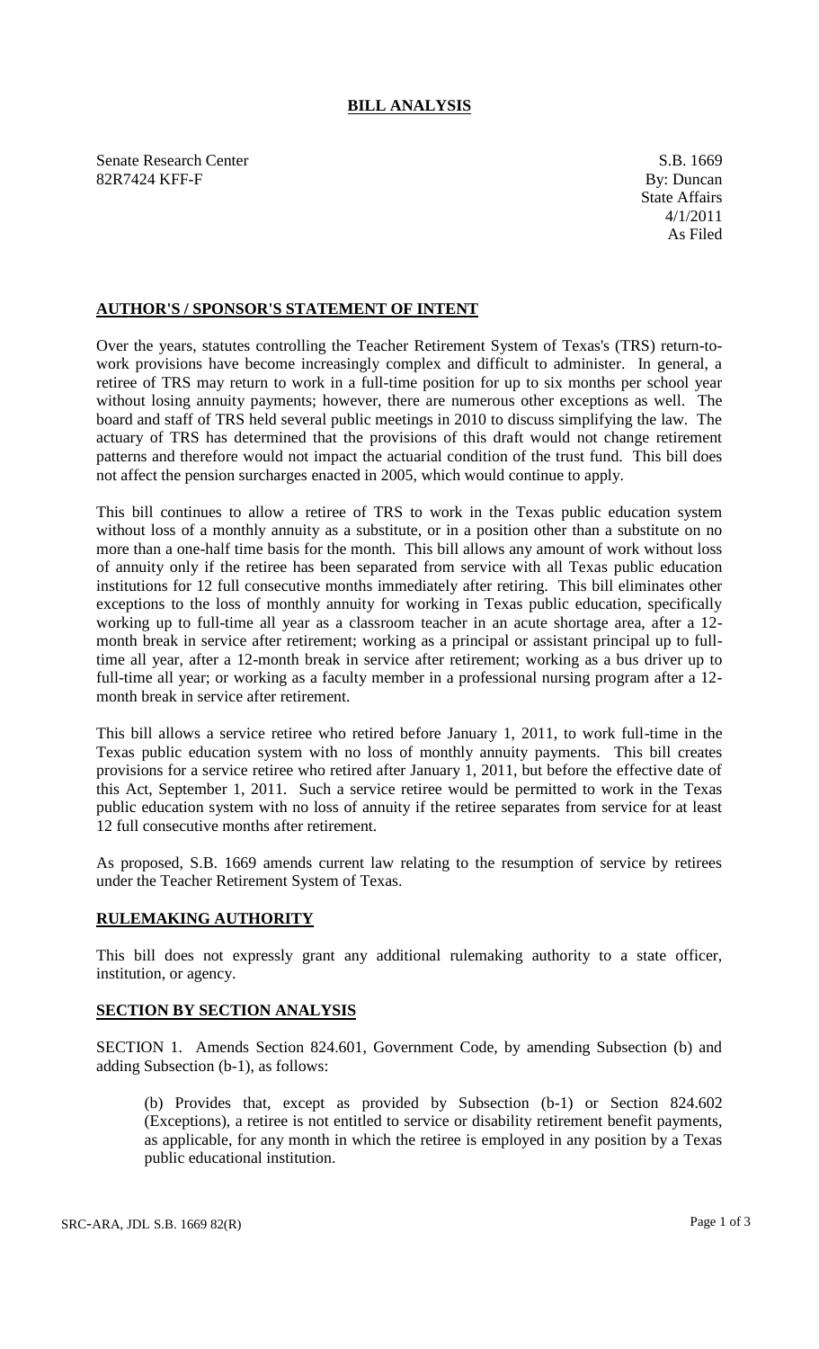# BILL ANALYSIS

Senate Research Center
82R7424 KFF-F

S.B. 1669
By: Duncan
State Affairs
4/1/2011
As Filed

## AUTHOR'S / SPONSOR'S STATEMENT OF INTENT

Over the years, statutes controlling the Teacher Retirement System of Texas's (TRS) return-to-work provisions have become increasingly complex and difficult to administer. In general, a retiree of TRS may return to work in a full-time position for up to six months per school year without losing annuity payments; however, there are numerous other exceptions as well. The board and staff of TRS held several public meetings in 2010 to discuss simplifying the law. The actuary of TRS has determined that the provisions of this draft would not change retirement patterns and therefore would not impact the actuarial condition of the trust fund. This bill does not affect the pension surcharges enacted in 2005, which would continue to apply.

This bill continues to allow a retiree of TRS to work in the Texas public education system without loss of a monthly annuity as a substitute, or in a position other than a substitute on no more than a one-half time basis for the month. This bill allows any amount of work without loss of annuity only if the retiree has been separated from service with all Texas public education institutions for 12 full consecutive months immediately after retiring. This bill eliminates other exceptions to the loss of monthly annuity for working in Texas public education, specifically working up to full-time all year as a classroom teacher in an acute shortage area, after a 12-month break in service after retirement; working as a principal or assistant principal up to full-time all year, after a 12-month break in service after retirement; working as a bus driver up to full-time all year; or working as a faculty member in a professional nursing program after a 12-month break in service after retirement.

This bill allows a service retiree who retired before January 1, 2011, to work full-time in the Texas public education system with no loss of monthly annuity payments. This bill creates provisions for a service retiree who retired after January 1, 2011, but before the effective date of this Act, September 1, 2011. Such a service retiree would be permitted to work in the Texas public education system with no loss of annuity if the retiree separates from service for at least 12 full consecutive months after retirement.

As proposed, S.B. 1669 amends current law relating to the resumption of service by retirees under the Teacher Retirement System of Texas.

## RULEMAKING AUTHORITY

This bill does not expressly grant any additional rulemaking authority to a state officer, institution, or agency.

## SECTION BY SECTION ANALYSIS

SECTION 1. Amends Section 824.601, Government Code, by amending Subsection (b) and adding Subsection (b-1), as follows:

(b) Provides that, except as provided by Subsection (b-1) or Section 824.602 (Exceptions), a retiree is not entitled to service or disability retirement benefit payments, as applicable, for any month in which the retiree is employed in any position by a Texas public educational institution.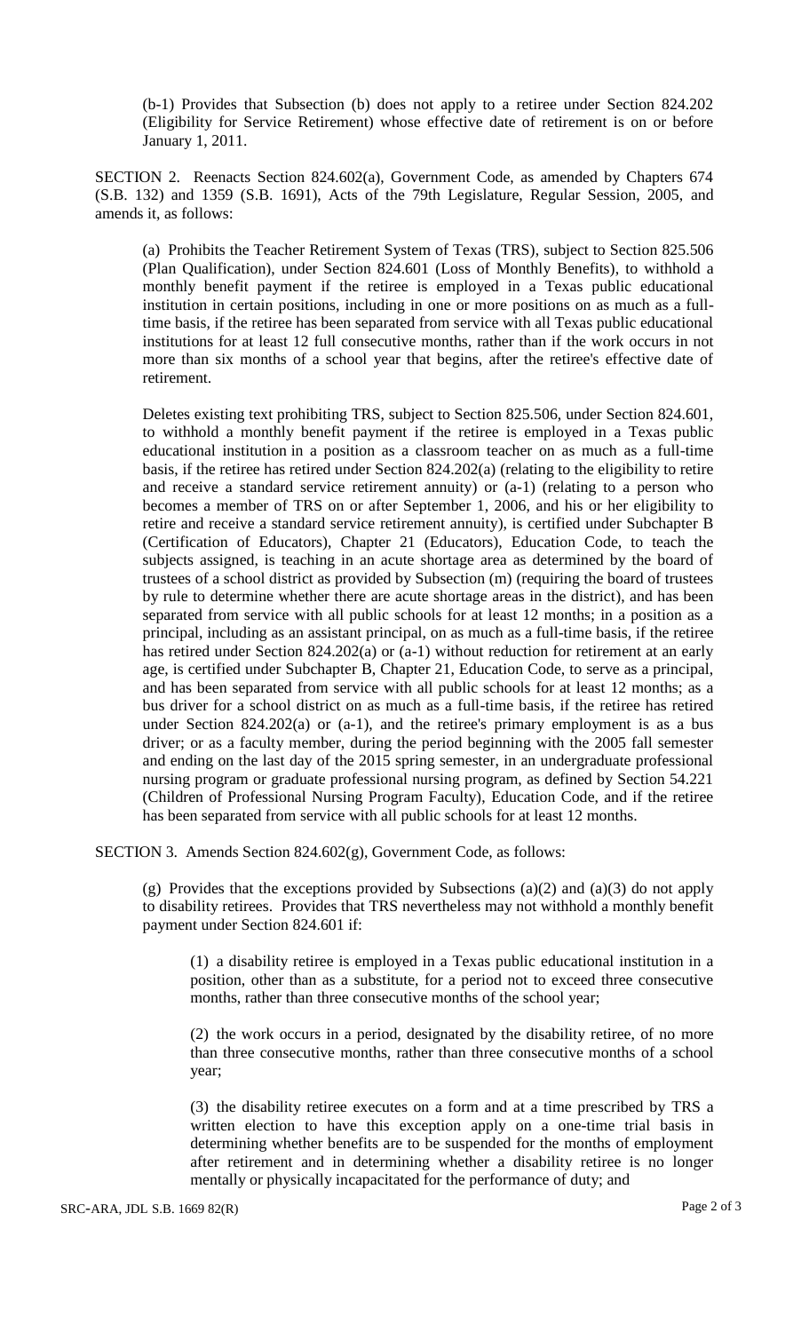(b-1) Provides that Subsection (b) does not apply to a retiree under Section 824.202 (Eligibility for Service Retirement) whose effective date of retirement is on or before January 1, 2011.

SECTION 2. Reenacts Section 824.602(a), Government Code, as amended by Chapters 674 (S.B. 132) and 1359 (S.B. 1691), Acts of the 79th Legislature, Regular Session, 2005, and amends it, as follows:

(a) Prohibits the Teacher Retirement System of Texas (TRS), subject to Section 825.506 (Plan Qualification), under Section 824.601 (Loss of Monthly Benefits), to withhold a monthly benefit payment if the retiree is employed in a Texas public educational institution in certain positions, including in one or more positions on as much as a full-time basis, if the retiree has been separated from service with all Texas public educational institutions for at least 12 full consecutive months, rather than if the work occurs in not more than six months of a school year that begins, after the retiree's effective date of retirement.

Deletes existing text prohibiting TRS, subject to Section 825.506, under Section 824.601, to withhold a monthly benefit payment if the retiree is employed in a Texas public educational institution in a position as a classroom teacher on as much as a full-time basis, if the retiree has retired under Section 824.202(a) (relating to the eligibility to retire and receive a standard service retirement annuity) or (a-1) (relating to a person who becomes a member of TRS on or after September 1, 2006, and his or her eligibility to retire and receive a standard service retirement annuity), is certified under Subchapter B (Certification of Educators), Chapter 21 (Educators), Education Code, to teach the subjects assigned, is teaching in an acute shortage area as determined by the board of trustees of a school district as provided by Subsection (m) (requiring the board of trustees by rule to determine whether there are acute shortage areas in the district), and has been separated from service with all public schools for at least 12 months; in a position as a principal, including as an assistant principal, on as much as a full-time basis, if the retiree has retired under Section 824.202(a) or (a-1) without reduction for retirement at an early age, is certified under Subchapter B, Chapter 21, Education Code, to serve as a principal, and has been separated from service with all public schools for at least 12 months; as a bus driver for a school district on as much as a full-time basis, if the retiree has retired under Section 824.202(a) or (a-1), and the retiree's primary employment is as a bus driver; or as a faculty member, during the period beginning with the 2005 fall semester and ending on the last day of the 2015 spring semester, in an undergraduate professional nursing program or graduate professional nursing program, as defined by Section 54.221 (Children of Professional Nursing Program Faculty), Education Code, and if the retiree has been separated from service with all public schools for at least 12 months.

SECTION 3. Amends Section 824.602(g), Government Code, as follows:

(g) Provides that the exceptions provided by Subsections (a)(2) and (a)(3) do not apply to disability retirees. Provides that TRS nevertheless may not withhold a monthly benefit payment under Section 824.601 if:

(1) a disability retiree is employed in a Texas public educational institution in a position, other than as a substitute, for a period not to exceed three consecutive months, rather than three consecutive months of the school year;

(2) the work occurs in a period, designated by the disability retiree, of no more than three consecutive months, rather than three consecutive months of a school year;

(3) the disability retiree executes on a form and at a time prescribed by TRS a written election to have this exception apply on a one-time trial basis in determining whether benefits are to be suspended for the months of employment after retirement and in determining whether a disability retiree is no longer mentally or physically incapacitated for the performance of duty; and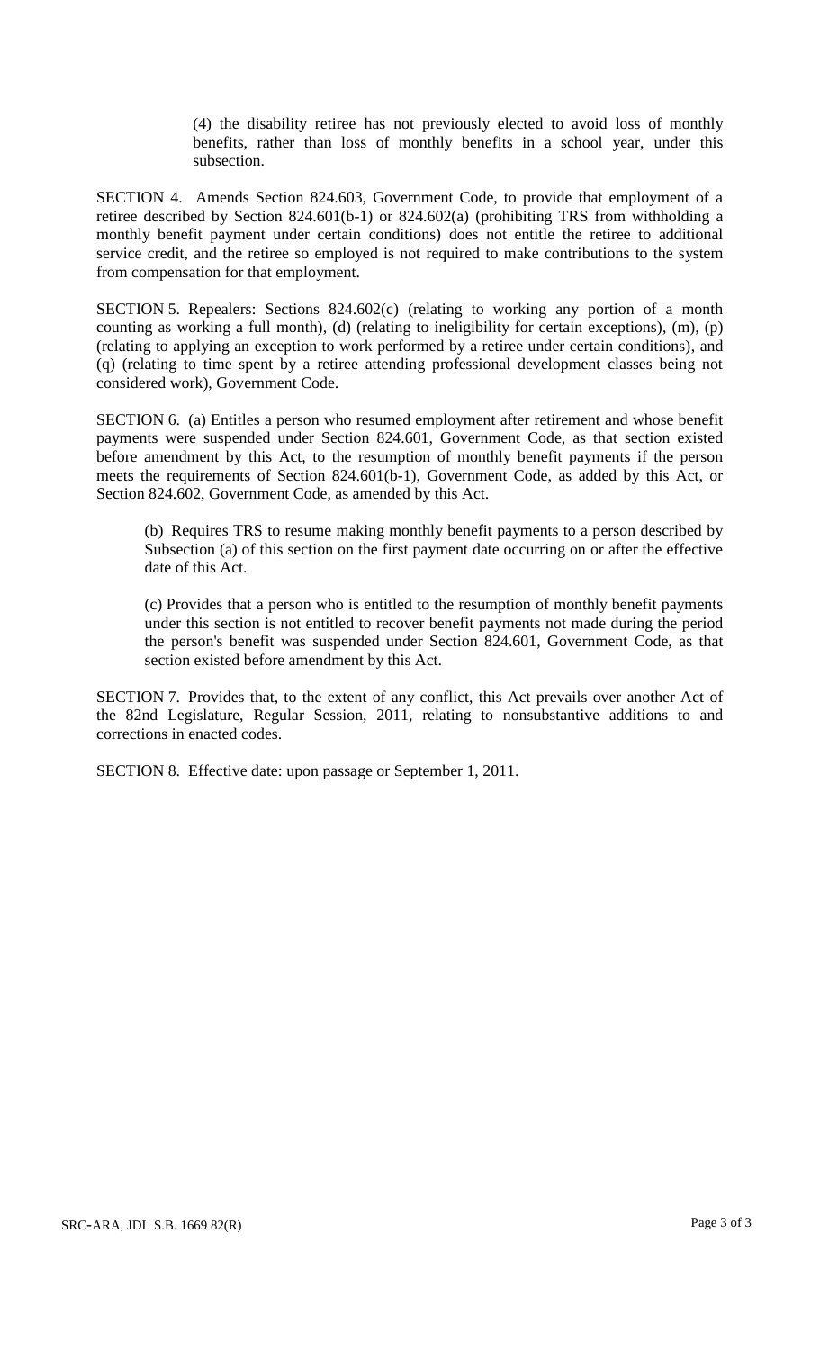(4) the disability retiree has not previously elected to avoid loss of monthly benefits, rather than loss of monthly benefits in a school year, under this subsection.

SECTION 4. Amends Section 824.603, Government Code, to provide that employment of a retiree described by Section 824.601(b-1) or 824.602(a) (prohibiting TRS from withholding a monthly benefit payment under certain conditions) does not entitle the retiree to additional service credit, and the retiree so employed is not required to make contributions to the system from compensation for that employment.

SECTION 5. Repealers: Sections 824.602(c) (relating to working any portion of a month counting as working a full month), (d) (relating to ineligibility for certain exceptions), (m), (p) (relating to applying an exception to work performed by a retiree under certain conditions), and (q) (relating to time spent by a retiree attending professional development classes being not considered work), Government Code.

SECTION 6. (a) Entitles a person who resumed employment after retirement and whose benefit payments were suspended under Section 824.601, Government Code, as that section existed before amendment by this Act, to the resumption of monthly benefit payments if the person meets the requirements of Section 824.601(b-1), Government Code, as added by this Act, or Section 824.602, Government Code, as amended by this Act.

(b) Requires TRS to resume making monthly benefit payments to a person described by Subsection (a) of this section on the first payment date occurring on or after the effective date of this Act.

(c) Provides that a person who is entitled to the resumption of monthly benefit payments under this section is not entitled to recover benefit payments not made during the period the person's benefit was suspended under Section 824.601, Government Code, as that section existed before amendment by this Act.

SECTION 7. Provides that, to the extent of any conflict, this Act prevails over another Act of the 82nd Legislature, Regular Session, 2011, relating to nonsubstantive additions to and corrections in enacted codes.

SECTION 8. Effective date: upon passage or September 1, 2011.